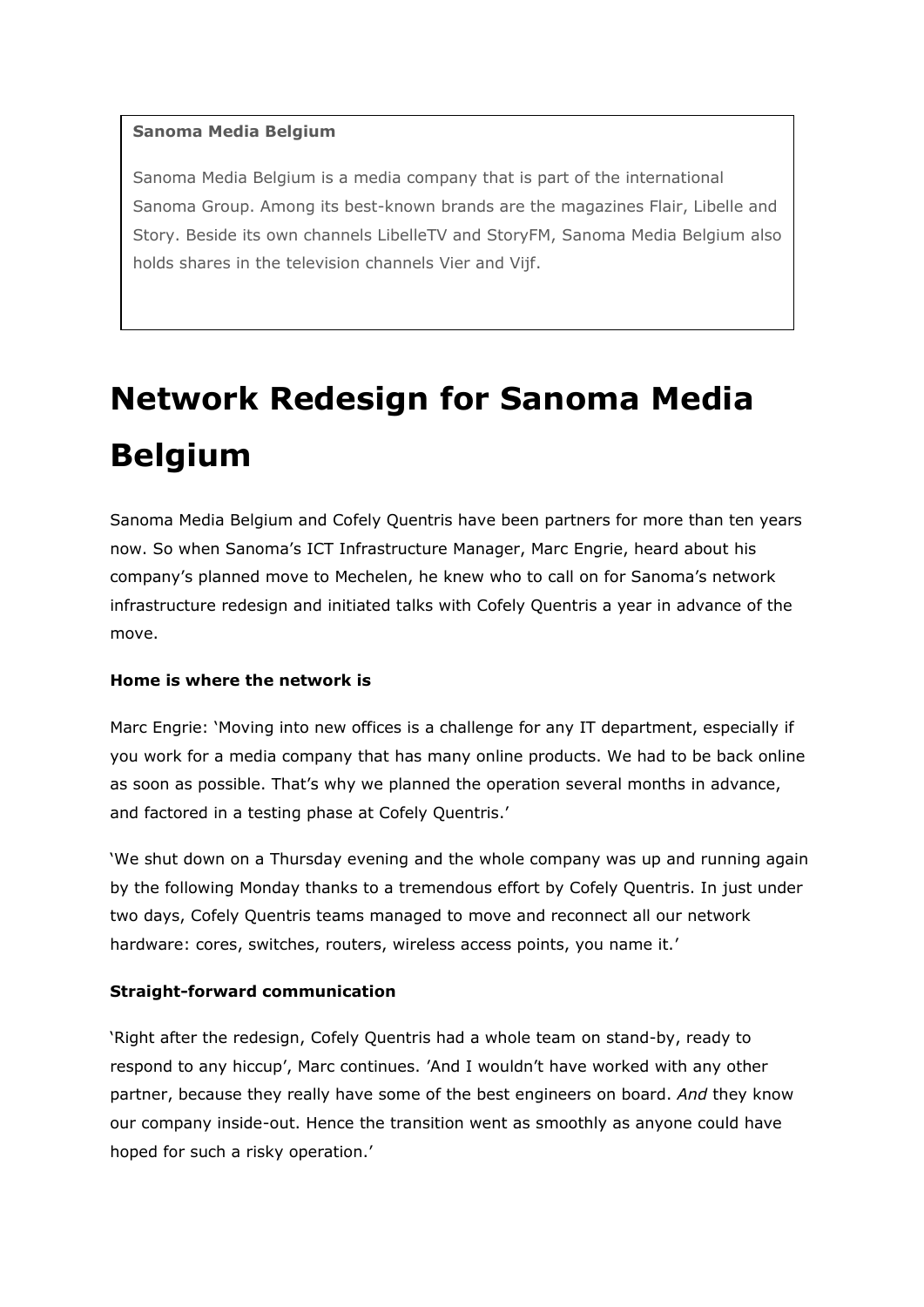**Sanoma Media Belgium**

Sanoma Media Belgium is a media company that is part of the international Sanoma Group. Among its best-known brands are the magazines Flair, Libelle and Story. Beside its own channels LibelleTV and StoryFM, Sanoma Media Belgium also holds shares in the television channels Vier and Vijf.

# Network Redesign for Sanoma Media Belgium

Sanoma Media Belgium and Cofely Quentris have been partners for more than ten years now. So when Sanoma's ICT Infrastructure Manager, Marc Engrie, heard about his company's planned move to Mechelen, he knew who to call on for Sanoma's network infrastructure redesign and initiated talks with Cofely Quentris a year in advance of the move.

**Home is where the network is**

Marc Engrie: 'Moving into new offices is a challenge for any IT department, especially if you work for a media company that has many online products. We had to be back online as soon as possible. That's why we planned the operation several months in advance, and factored in a testing phase at Cofely Quentris.'

'We shut down on a Thursday evening and the whole company was up and running again by the following Monday thanks to a tremendous effort by Cofely Quentris. In just under two days, Cofely Quentris teams managed to move and reconnect all our network hardware: cores, switches, routers, wireless access points, you name it.'

**Straight-forward communication**

'Right after the redesign, Cofely Quentris had a whole team on stand-by, ready to respond to any hiccup', Marc continues. 'And I wouldn't have worked with any other partner, because they really have some of the best engineers on board. *And* they know our company inside-out. Hence the transition went as smoothly as anyone could have hoped for such a risky operation.'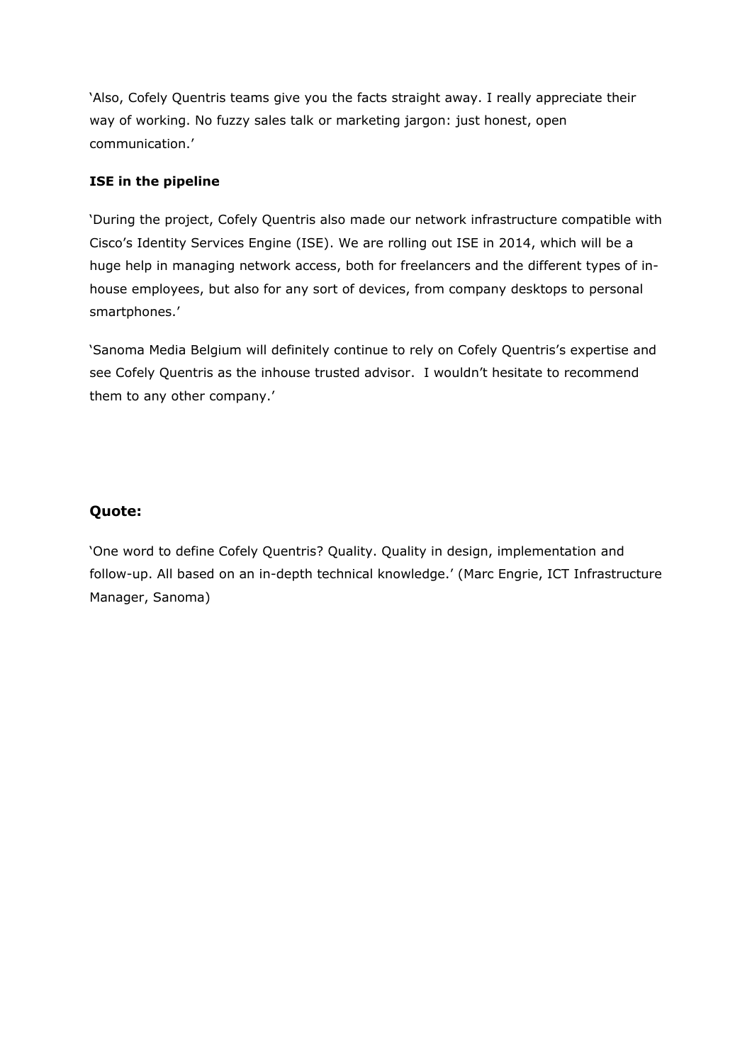'Also, Cofely Quentris teams give you the facts straight away. I really appreciate their way of working. No fuzzy sales talk or marketing jargon: just honest, open communication.'

**ISE in the pipeline**

'During the project, Cofely Quentris also made our network infrastructure compatible with Cisco's Identity Services Engine (ISE). We are rolling out ISE in 2014, which will be a huge help in managing network access, both for freelancers and the different types of in-house employees, but also for any sort of devices, from company desktops to personal smartphones.'

'Sanoma Media Belgium will definitely continue to rely on Cofely Quentris's expertise and see Cofely Quentris as the inhouse trusted advisor.  I wouldn't hesitate to recommend them to any other company.'

## Quote:

'One word to define Cofely Quentris? Quality. Quality in design, implementation and follow-up. All based on an in-depth technical knowledge.' (Marc Engrie, ICT Infrastructure Manager, Sanoma)